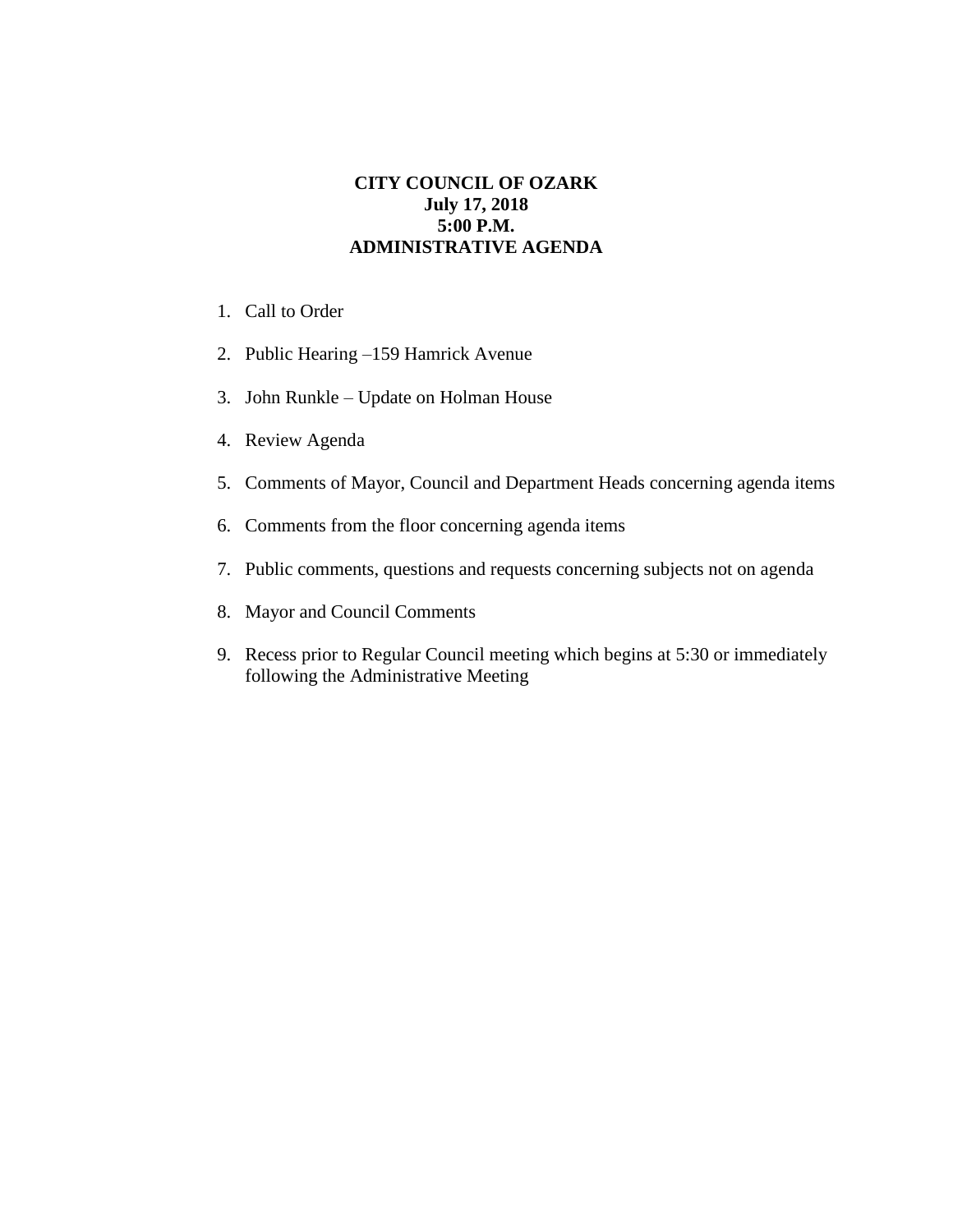**CITY COUNCIL OF OZARK**
**July 17, 2018**
**5:00 P.M.**
**ADMINISTRATIVE AGENDA**

1. Call to Order

2. Public Hearing –159 Hamrick Avenue

3. John Runkle – Update on Holman House

4. Review Agenda

5. Comments of Mayor, Council and Department Heads concerning agenda items

6. Comments from the floor concerning agenda items

7. Public comments, questions and requests concerning subjects not on agenda

8. Mayor and Council Comments

9. Recess prior to Regular Council meeting which begins at 5:30 or immediately following the Administrative Meeting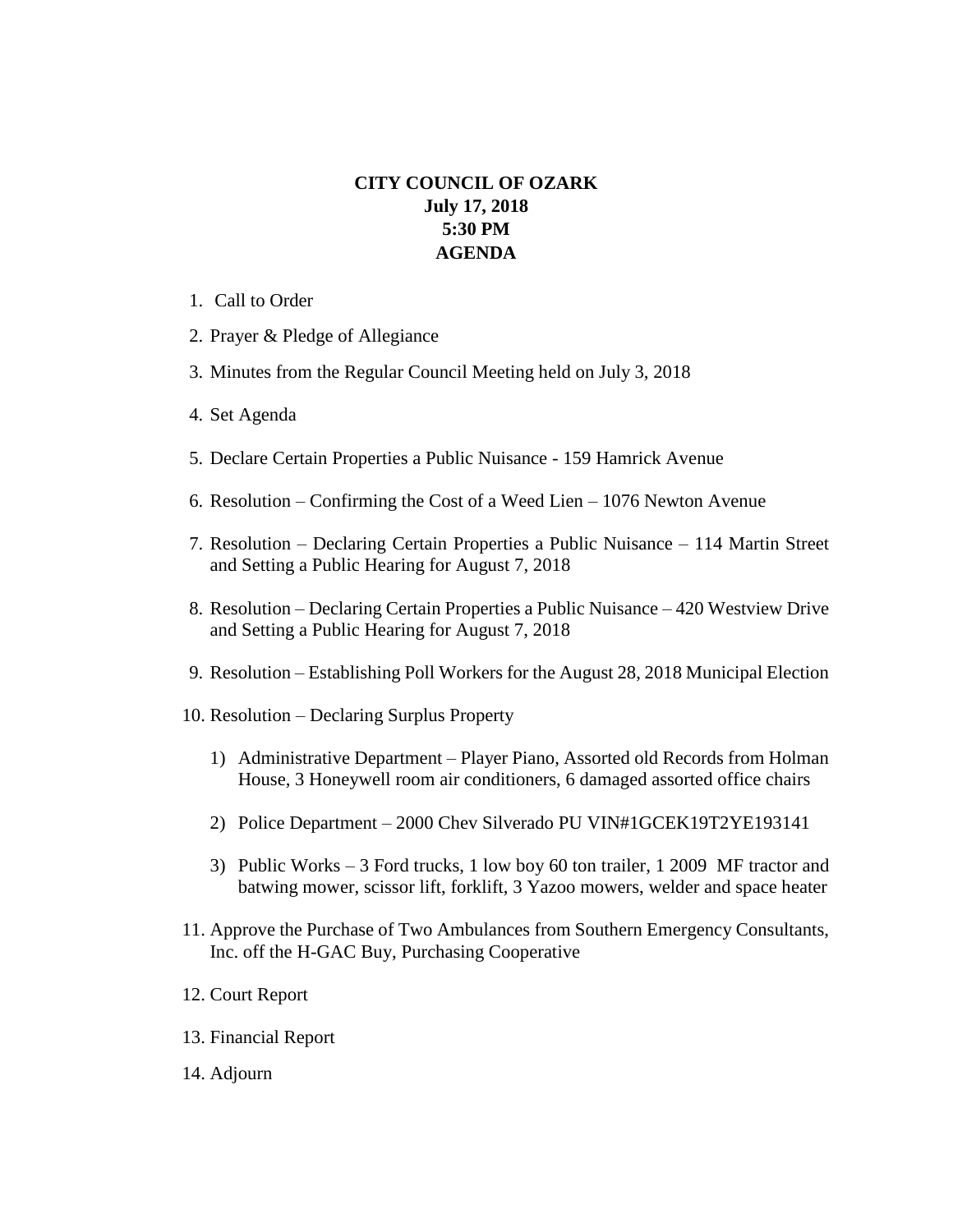**CITY COUNCIL OF OZARK**
**July 17, 2018**
**5:30 PM**
**AGENDA**

1. Call to Order
2. Prayer & Pledge of Allegiance
3. Minutes from the Regular Council Meeting held on July 3, 2018
4. Set Agenda
5. Declare Certain Properties a Public Nuisance - 159 Hamrick Avenue
6. Resolution – Confirming the Cost of a Weed Lien – 1076 Newton Avenue
7. Resolution – Declaring Certain Properties a Public Nuisance – 114 Martin Street and Setting a Public Hearing for August 7, 2018
8. Resolution – Declaring Certain Properties a Public Nuisance – 420 Westview Drive and Setting a Public Hearing for August 7, 2018
9. Resolution – Establishing Poll Workers for the August 28, 2018 Municipal Election
10. Resolution – Declaring Surplus Property
    1) Administrative Department – Player Piano, Assorted old Records from Holman House, 3 Honeywell room air conditioners, 6 damaged assorted office chairs
    2) Police Department – 2000 Chev Silverado PU VIN#1GCEK19T2YE193141
    3) Public Works – 3 Ford trucks, 1 low boy 60 ton trailer, 1 2009 MF tractor and batwing mower, scissor lift, forklift, 3 Yazoo mowers, welder and space heater
11. Approve the Purchase of Two Ambulances from Southern Emergency Consultants, Inc. off the H-GAC Buy, Purchasing Cooperative
12. Court Report
13. Financial Report
14. Adjourn